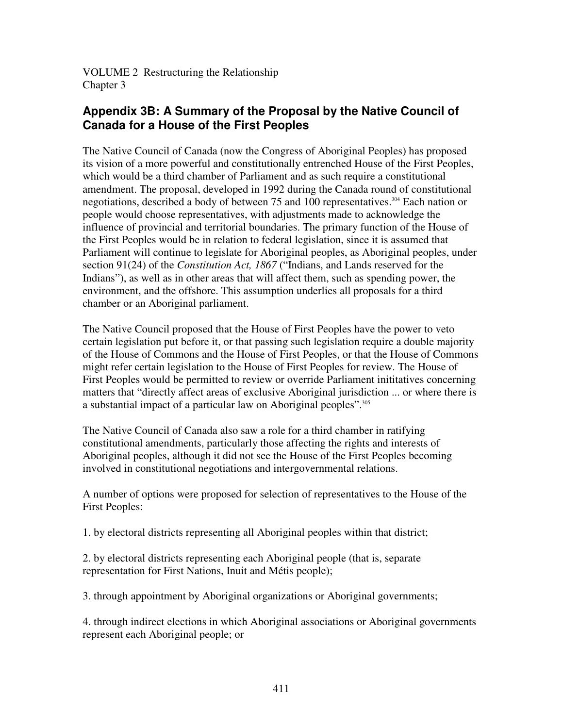VOLUME 2 Restructuring the Relationship
Chapter 3

## Appendix 3B: A Summary of the Proposal by the Native Council of Canada for a House of the First Peoples

The Native Council of Canada (now the Congress of Aboriginal Peoples) has proposed its vision of a more powerful and constitutionally entrenched House of the First Peoples, which would be a third chamber of Parliament and as such require a constitutional amendment. The proposal, developed in 1992 during the Canada round of constitutional negotiations, described a body of between 75 and 100 representatives.[304] Each nation or people would choose representatives, with adjustments made to acknowledge the influence of provincial and territorial boundaries. The primary function of the House of the First Peoples would be in relation to federal legislation, since it is assumed that Parliament will continue to legislate for Aboriginal peoples, as Aboriginal peoples, under section 91(24) of the *Constitution Act, 1867* ("Indians, and Lands reserved for the Indians"), as well as in other areas that will affect them, such as spending power, the environment, and the offshore. This assumption underlies all proposals for a third chamber or an Aboriginal parliament.

The Native Council proposed that the House of First Peoples have the power to veto certain legislation put before it, or that passing such legislation require a double majority of the House of Commons and the House of First Peoples, or that the House of Commons might refer certain legislation to the House of First Peoples for review. The House of First Peoples would be permitted to review or override Parliament inititatives concerning matters that "directly affect areas of exclusive Aboriginal jurisdiction ... or where there is a substantial impact of a particular law on Aboriginal peoples".[305]

The Native Council of Canada also saw a role for a third chamber in ratifying constitutional amendments, particularly those affecting the rights and interests of Aboriginal peoples, although it did not see the House of the First Peoples becoming involved in constitutional negotiations and intergovernmental relations.

A number of options were proposed for selection of representatives to the House of the First Peoples:

1. by electoral districts representing all Aboriginal peoples within that district;

2. by electoral districts representing each Aboriginal people (that is, separate representation for First Nations, Inuit and Métis people);

3. through appointment by Aboriginal organizations or Aboriginal governments;

4. through indirect elections in which Aboriginal associations or Aboriginal governments represent each Aboriginal people; or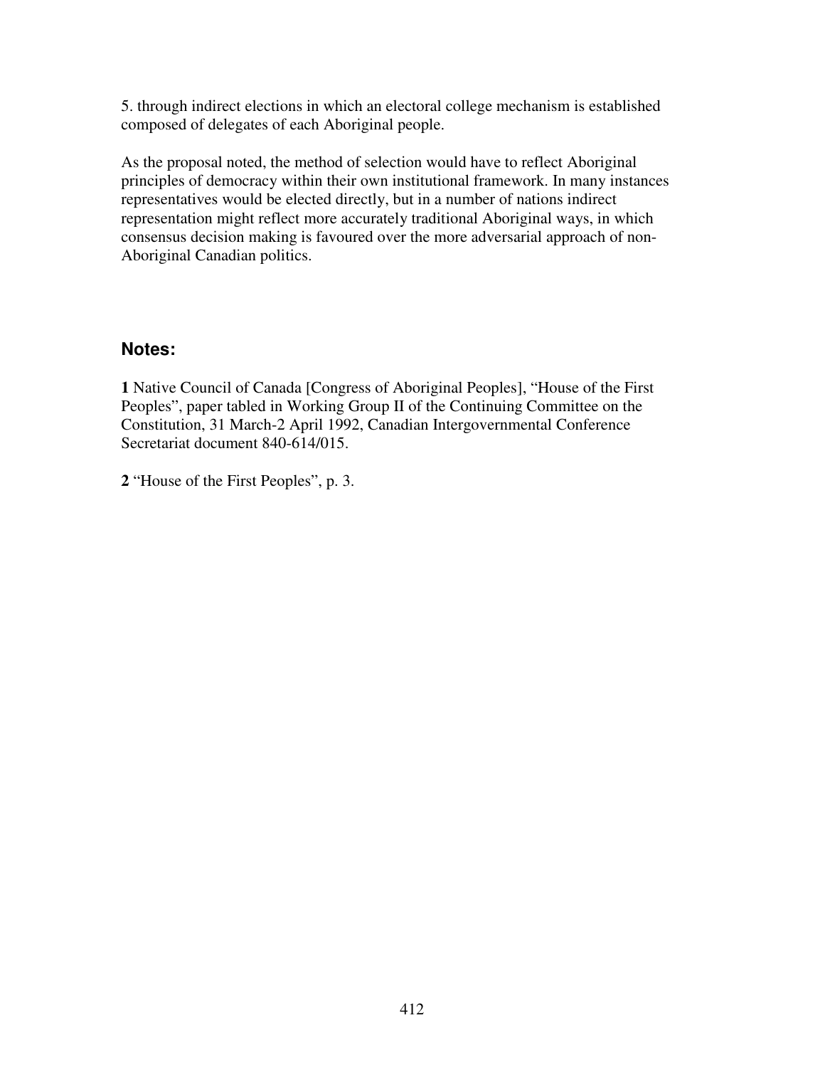5. through indirect elections in which an electoral college mechanism is established composed of delegates of each Aboriginal people.

As the proposal noted, the method of selection would have to reflect Aboriginal principles of democracy within their own institutional framework. In many instances representatives would be elected directly, but in a number of nations indirect representation might reflect more accurately traditional Aboriginal ways, in which consensus decision making is favoured over the more adversarial approach of non-Aboriginal Canadian politics.

## Notes:

**1** Native Council of Canada [Congress of Aboriginal Peoples], "House of the First Peoples", paper tabled in Working Group II of the Continuing Committee on the Constitution, 31 March-2 April 1992, Canadian Intergovernmental Conference Secretariat document 840-614/015.

**2** "House of the First Peoples", p. 3.